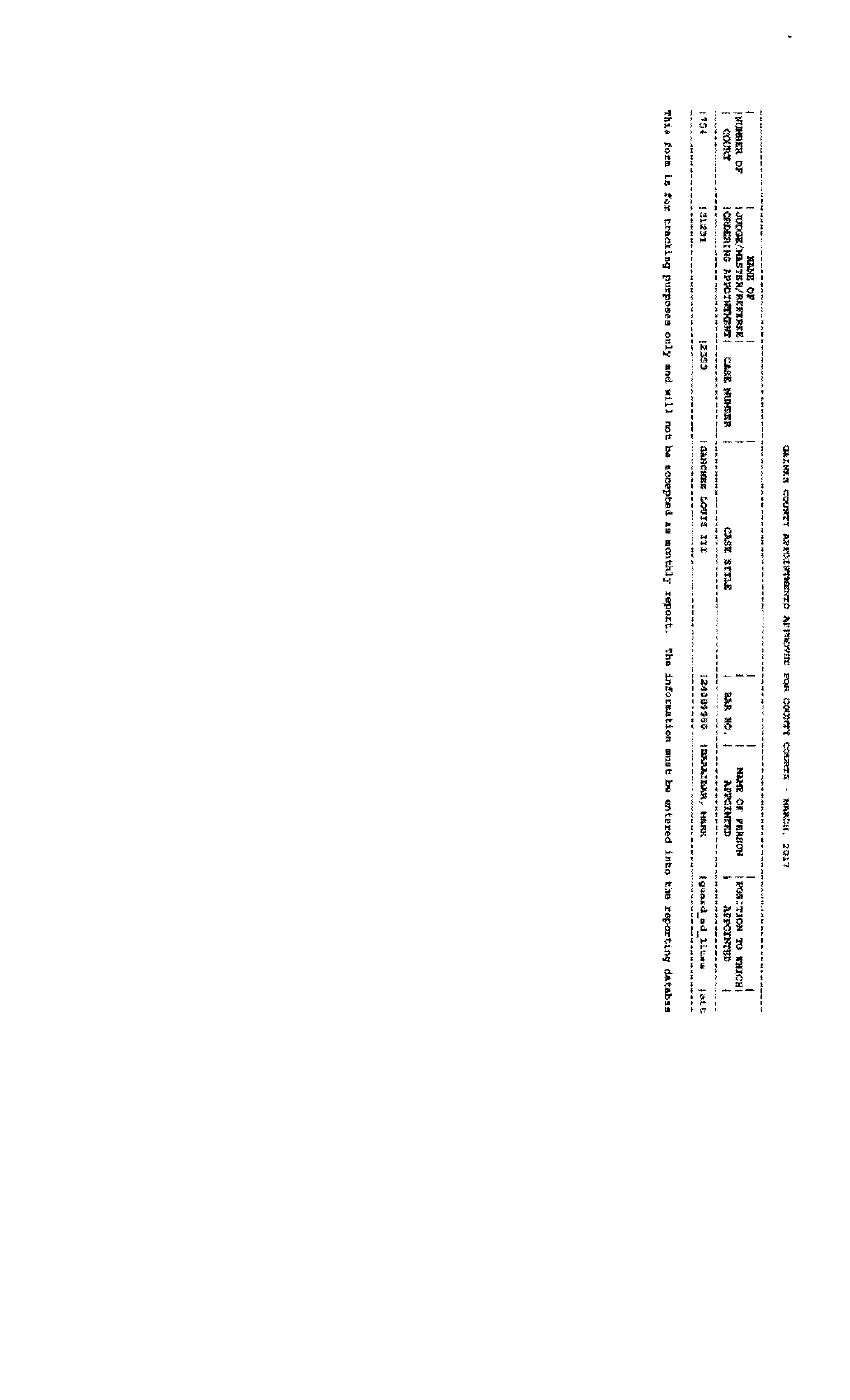# GAINES COUNTY APPOINTMENTS APPROVED FOR COUNTY COURTS - MARCH, 2017

| NUMBER OF COURT | NAME OF JUDGE/MASTER/REFEREE ORDERING APPOINTMENT | CASE NUMBER | CASE STYLE | BAR NO. | NAME OF PERSON APPOINTED | POSITION TO WHICH APPOINTED |
|---|---|---|---|---|---|---|
| 754 | 31231 | 2353 | SANCHEZ LOUIS III | 24089950 | ESKAIDAR, MARK | guard_ad_litem att |

This form is for tracking purposes only and will not be accepted as monthly report. The information must be entered into the reporting databas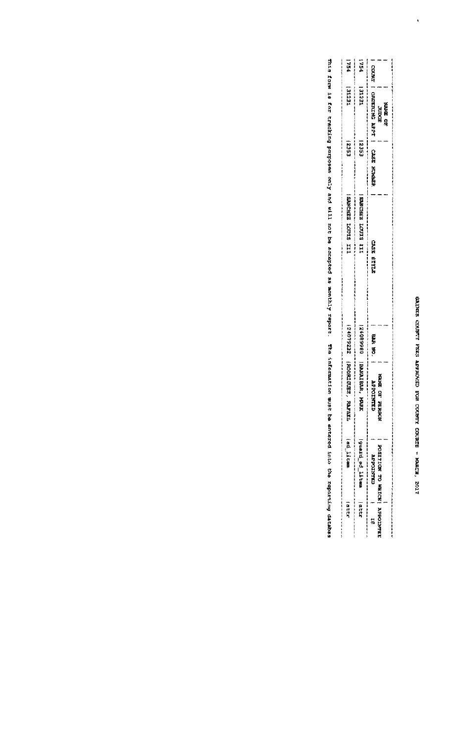# GAINES COUNTY FEES APPROVED FOR COUNTY COURTS - MARCH, 2017

| COURT | NAME OF JUDGE ORDERING APPT | CASE NUMBER | CASE STYLE | BAR NO. | NAME OF PERSON APPOINTED | POSITION TO WHICH APPOINTED | APPOINTEE TO |
|---|---|---|---|---|---|---|---|
| 754 | 31121 | 2353 | SANCHEZ LOUIS III | 24089980 | BARAIBAR, MARK | guard ad litem | attr |
| 754 | 31121 | 2353 | SANCHEZ LOUIS III | 24079232 | RODRIGUEZ, RAFAEL | ad litem | attr |

This form is for tracking purposes only and will not be accepted as monthly report. The information must be entered into the reporting database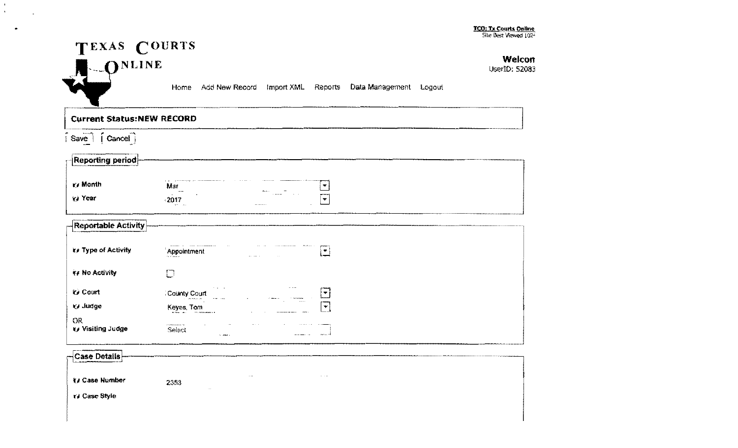TCO: Tx Courts Online
Site Best Viewed 1024

# TEXAS COURTS ONLINE

**Welcom**
UserID: 52083

Home | Add New Record | Import XML | Reports | Data Management | Logout

**Current Status:NEW RECORD**

[ Save ] [ Cancel ]

## Reporting period

| | |
|---|---|
| **Month** | Mar |
| **Year** | 2017 |

## Reportable Activity

| | |
|---|---|
| **Type of Activity** | Appointment |
| **No Activity** | ☐ |
| **Court** | County Court |
| **Judge** | Keyes, Tom |
| OR | |
| **Visiting Judge** | Select |

## Case Details

| | |
|---|---|
| **Case Number** | 2353 |
| **Case Style** | |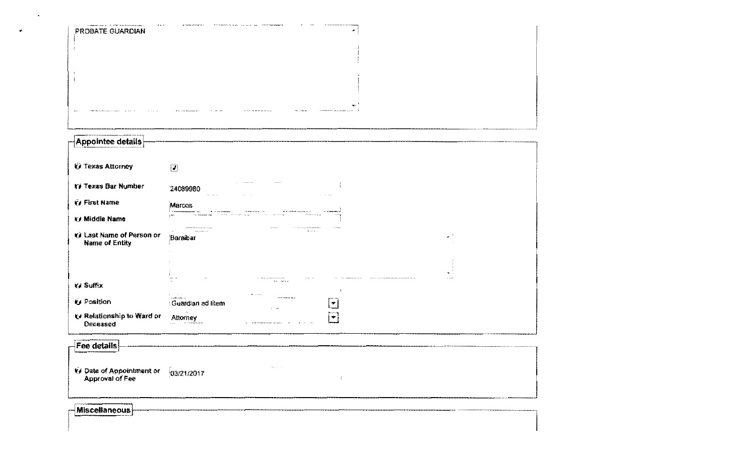PROBATE GUARDIAN

## Appointee details

| Field | Value |
|---|---|
| Texas Attorney | ☑ |
| Texas Bar Number | 24089980 |
| First Name | Marcos |
| Middle Name | |
| Last Name of Person or Name of Entity | Baraibar |
| Suffix | |
| Position | Guardian ad litem |
| Relationship to Ward or Deceased | Attorney |

## Fee details

| Field | Value |
|---|---|
| Date of Appointment or Approval of Fee | 03/21/2017 |

## Miscellaneous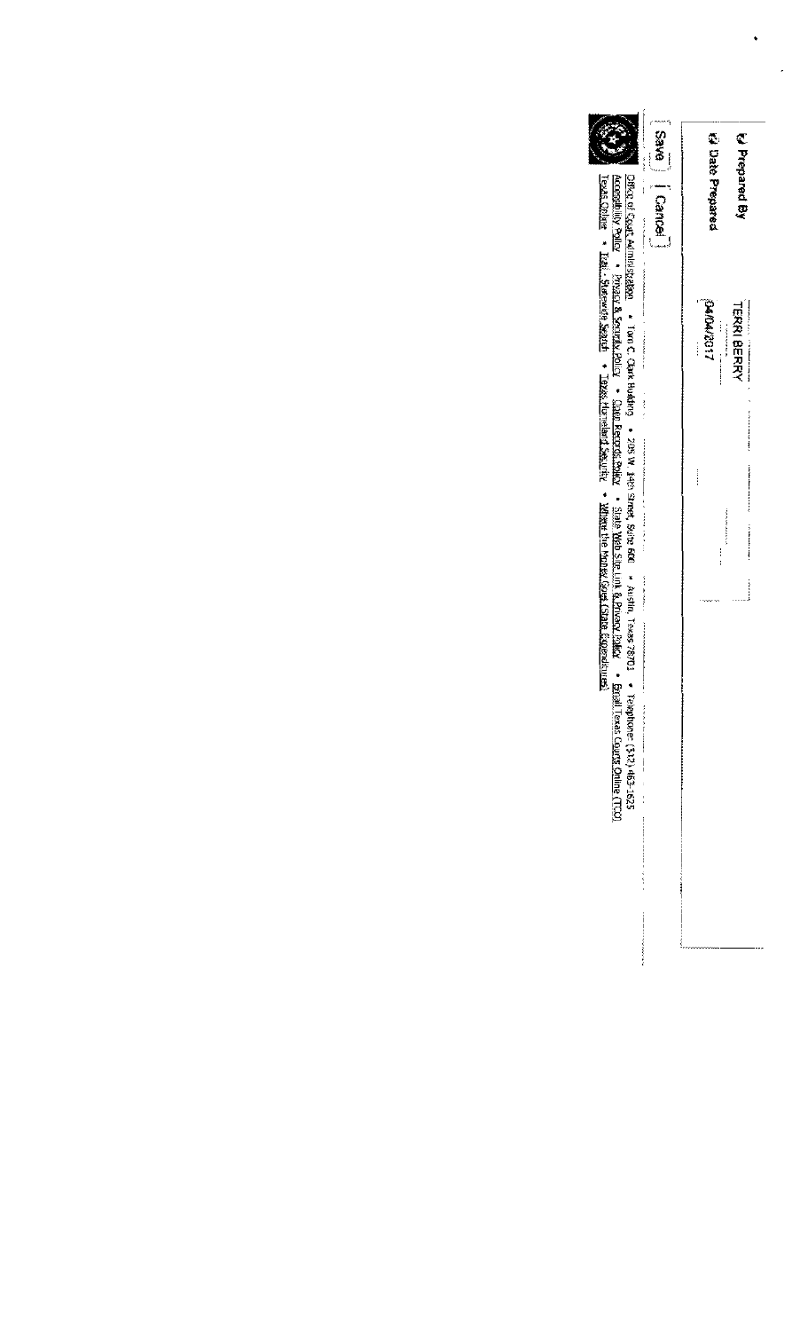**Prepared By** TERRI BERRY

**Date Prepared** 04/04/2017

Save | Cancel

Office of Court Administration • Tom C. Clark Building • 205 W. 14th Street, Suite 600 • Austin, Texas 78701 • Telephone: (512) 463-1625

Accessibility Policy • Privacy & Security Policy • Open Records Policy • State Web Site Link & Privacy Policy • Email Texas Courts Online (TCO)

Texas Online • TRAIL Statewide Search • Texas Homeland Security • Where the Money Goes (State Expenditures)